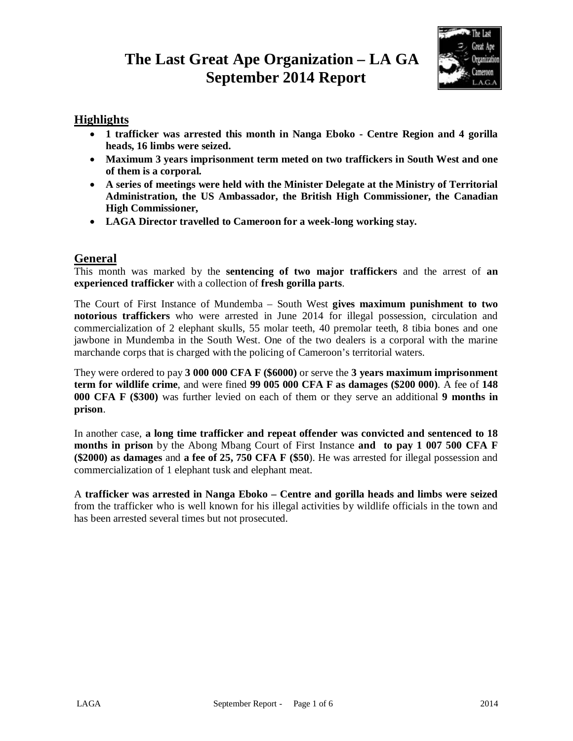# The Last Great Ape Organization – LA GA
# September 2014 Report

## Highlights

- **1 trafficker was arrested this month in Nanga Eboko - Centre Region and 4 gorilla heads, 16 limbs were seized.**
- **Maximum 3 years imprisonment term meted on two traffickers in South West and one of them is a corporal.**
- **A series of meetings were held with the Minister Delegate at the Ministry of Territorial Administration, the US Ambassador, the British High Commissioner, the Canadian High Commissioner,**
- **LAGA Director travelled to Cameroon for a week-long working stay.**

## General

This month was marked by the **sentencing of two major traffickers** and the arrest of **an experienced trafficker** with a collection of **fresh gorilla parts**.

The Court of First Instance of Mundemba – South West **gives maximum punishment to two notorious traffickers** who were arrested in June 2014 for illegal possession, circulation and commercialization of 2 elephant skulls, 55 molar teeth, 40 premolar teeth, 8 tibia bones and one jawbone in Mundemba in the South West. One of the two dealers is a corporal with the marine marchande corps that is charged with the policing of Cameroon's territorial waters.

They were ordered to pay **3 000 000 CFA F ($6000)** or serve the **3 years maximum imprisonment term for wildlife crime**, and were fined **99 005 000 CFA F as damages ($200 000)**. A fee of **148 000 CFA F ($300)** was further levied on each of them or they serve an additional **9 months in prison**.

In another case, **a long time trafficker and repeat offender was convicted and sentenced to 18 months in prison** by the Abong Mbang Court of First Instance **and to pay 1 007 500 CFA F ($2000) as damages** and **a fee of 25, 750 CFA F ($50**). He was arrested for illegal possession and commercialization of 1 elephant tusk and elephant meat.

A **trafficker was arrested in Nanga Eboko – Centre and gorilla heads and limbs were seized** from the trafficker who is well known for his illegal activities by wildlife officials in the town and has been arrested several times but not prosecuted.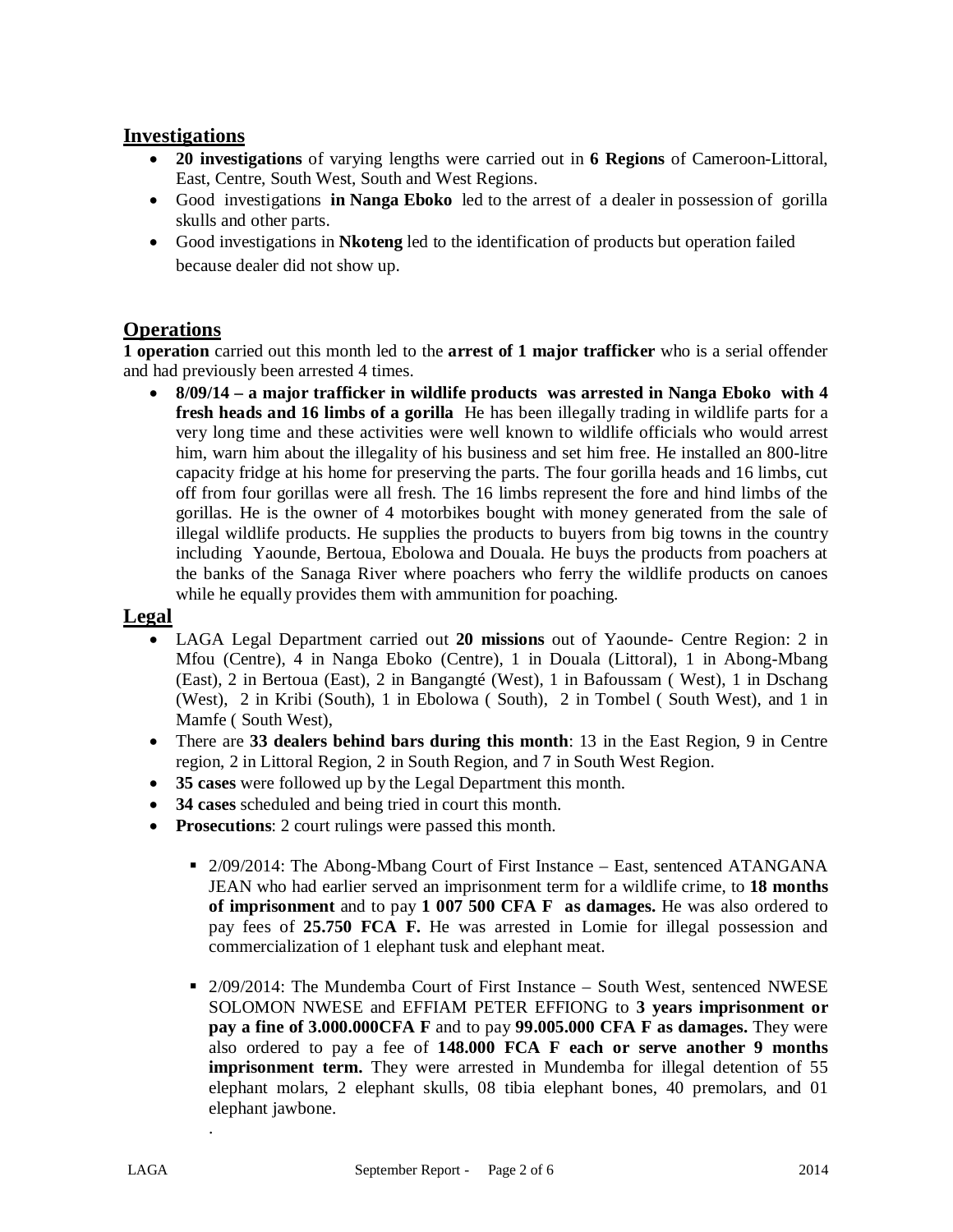## Investigations

- **20 investigations** of varying lengths were carried out in **6 Regions** of Cameroon-Littoral, East, Centre, South West, South and West Regions.
- Good investigations **in Nanga Eboko** led to the arrest of a dealer in possession of gorilla skulls and other parts.
- Good investigations in **Nkoteng** led to the identification of products but operation failed because dealer did not show up.

## Operations

**1 operation** carried out this month led to the **arrest of 1 major trafficker** who is a serial offender and had previously been arrested 4 times.

- **8/09/14 – a major trafficker in wildlife products was arrested in Nanga Eboko with 4 fresh heads and 16 limbs of a gorilla** He has been illegally trading in wildlife parts for a very long time and these activities were well known to wildlife officials who would arrest him, warn him about the illegality of his business and set him free. He installed an 800-litre capacity fridge at his home for preserving the parts. The four gorilla heads and 16 limbs, cut off from four gorillas were all fresh. The 16 limbs represent the fore and hind limbs of the gorillas. He is the owner of 4 motorbikes bought with money generated from the sale of illegal wildlife products. He supplies the products to buyers from big towns in the country including Yaounde, Bertoua, Ebolowa and Douala. He buys the products from poachers at the banks of the Sanaga River where poachers who ferry the wildlife products on canoes while he equally provides them with ammunition for poaching.

## Legal

- LAGA Legal Department carried out **20 missions** out of Yaounde- Centre Region: 2 in Mfou (Centre), 4 in Nanga Eboko (Centre), 1 in Douala (Littoral), 1 in Abong-Mbang (East), 2 in Bertoua (East), 2 in Bangangté (West), 1 in Bafoussam ( West), 1 in Dschang (West), 2 in Kribi (South), 1 in Ebolowa ( South), 2 in Tombel ( South West), and 1 in Mamfe ( South West),
- There are **33 dealers behind bars during this month**: 13 in the East Region, 9 in Centre region, 2 in Littoral Region, 2 in South Region, and 7 in South West Region.
- **35 cases** were followed up by the Legal Department this month.
- **34 cases** scheduled and being tried in court this month.
- **Prosecutions**: 2 court rulings were passed this month.
  - 2/09/2014: The Abong-Mbang Court of First Instance – East, sentenced ATANGANA JEAN who had earlier served an imprisonment term for a wildlife crime, to **18 months of imprisonment** and to pay **1 007 500 CFA F as damages.** He was also ordered to pay fees of **25.750 FCA F.** He was arrested in Lomie for illegal possession and commercialization of 1 elephant tusk and elephant meat.
  - 2/09/2014: The Mundemba Court of First Instance – South West, sentenced NWESE SOLOMON NWESE and EFFIAM PETER EFFIONG to **3 years imprisonment or pay a fine of 3.000.000CFA F** and to pay **99.005.000 CFA F as damages.** They were also ordered to pay a fee of **148.000 FCA F each or serve another 9 months imprisonment term.** They were arrested in Mundemba for illegal detention of 55 elephant molars, 2 elephant skulls, 08 tibia elephant bones, 40 premolars, and 01 elephant jawbone.

.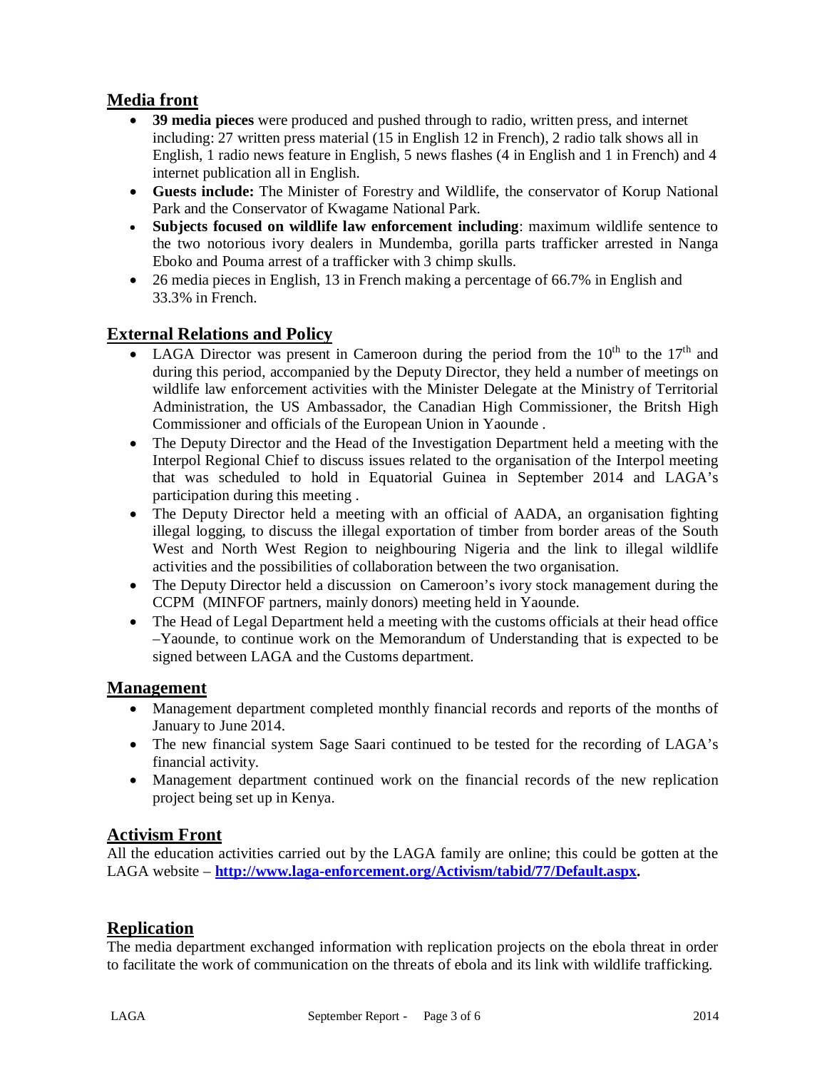## Media front

- **39 media pieces** were produced and pushed through to radio, written press, and internet including: 27 written press material (15 in English 12 in French), 2 radio talk shows all in English, 1 radio news feature in English, 5 news flashes (4 in English and 1 in French) and 4 internet publication all in English.
- **Guests include:** The Minister of Forestry and Wildlife, the conservator of Korup National Park and the Conservator of Kwagame National Park.
- **Subjects focused on wildlife law enforcement including**: maximum wildlife sentence to the two notorious ivory dealers in Mundemba, gorilla parts trafficker arrested in Nanga Eboko and Pouma arrest of a trafficker with 3 chimp skulls.
- 26 media pieces in English, 13 in French making a percentage of 66.7% in English and 33.3% in French.

## External Relations and Policy

- LAGA Director was present in Cameroon during the period from the 10th to the 17th and during this period, accompanied by the Deputy Director, they held a number of meetings on wildlife law enforcement activities with the Minister Delegate at the Ministry of Territorial Administration, the US Ambassador, the Canadian High Commissioner, the Britsh High Commissioner and officials of the European Union in Yaounde .
- The Deputy Director and the Head of the Investigation Department held a meeting with the Interpol Regional Chief to discuss issues related to the organisation of the Interpol meeting that was scheduled to hold in Equatorial Guinea in September 2014 and LAGA's participation during this meeting .
- The Deputy Director held a meeting with an official of AADA, an organisation fighting illegal logging, to discuss the illegal exportation of timber from border areas of the South West and North West Region to neighbouring Nigeria and the link to illegal wildlife activities and the possibilities of collaboration between the two organisation.
- The Deputy Director held a discussion on Cameroon's ivory stock management during the CCPM (MINFOF partners, mainly donors) meeting held in Yaounde.
- The Head of Legal Department held a meeting with the customs officials at their head office –Yaounde, to continue work on the Memorandum of Understanding that is expected to be signed between LAGA and the Customs department.

## Management

- Management department completed monthly financial records and reports of the months of January to June 2014.
- The new financial system Sage Saari continued to be tested for the recording of LAGA's financial activity.
- Management department continued work on the financial records of the new replication project being set up in Kenya.

## Activism Front

All the education activities carried out by the LAGA family are online; this could be gotten at the LAGA website – **[http://www.laga-enforcement.org/Activism/tabid/77/Default.aspx](http://www.laga-enforcement.org/Activism/tabid/77/Default.aspx).**

## Replication

The media department exchanged information with replication projects on the ebola threat in order to facilitate the work of communication on the threats of ebola and its link with wildlife trafficking.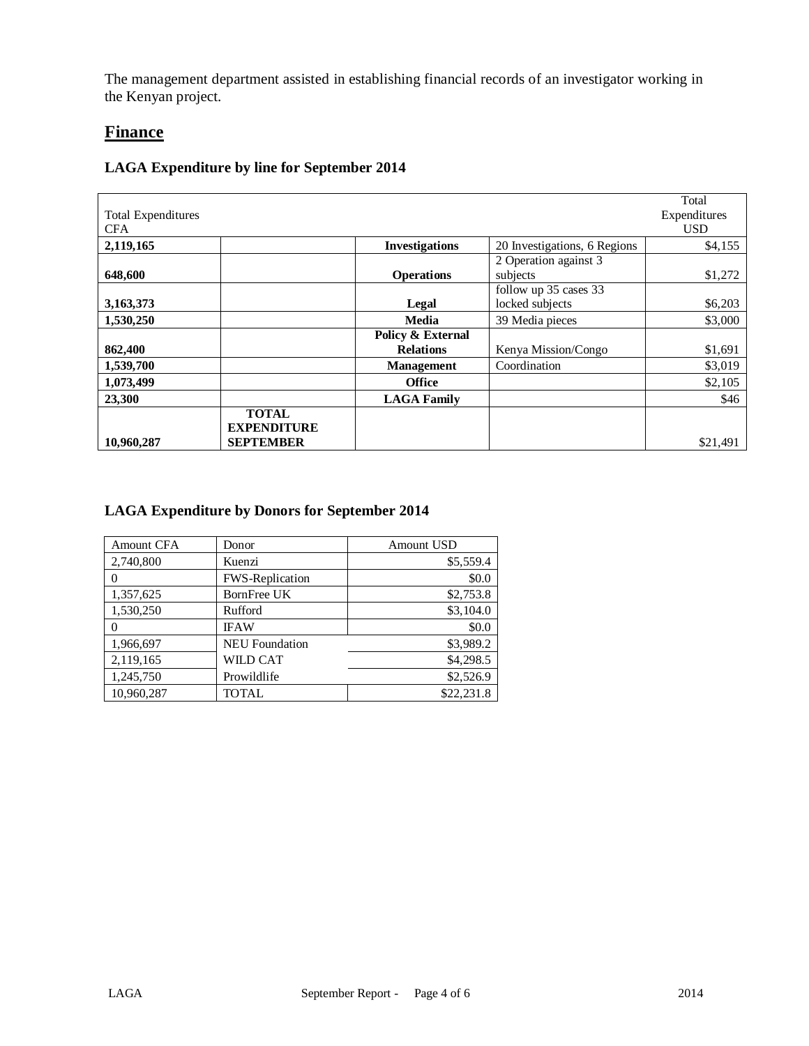The management department assisted in establishing financial records of an investigator working in the Kenyan project.

## Finance

### LAGA Expenditure by line for September 2014

| Total Expenditures CFA | | | | Total Expenditures USD |
|---|---|---|---|---|
| **2,119,165** | | **Investigations** | 20 Investigations, 6 Regions | $4,155 |
| **648,600** | | **Operations** | 2 Operation against 3 subjects | $1,272 |
| **3,163,373** | | **Legal** | follow up 35 cases 33 locked subjects | $6,203 |
| **1,530,250** | | **Media** | 39 Media pieces | $3,000 |
| **862,400** | | **Policy & External Relations** | Kenya Mission/Congo | $1,691 |
| **1,539,700** | | **Management** | Coordination | $3,019 |
| **1,073,499** | | **Office** | | $2,105 |
| **23,300** | | **LAGA Family** | | $46 |
| **10,960,287** | **TOTAL EXPENDITURE SEPTEMBER** | | | $21,491 |

### LAGA Expenditure by Donors for September 2014

| Amount CFA | Donor | Amount USD |
|---|---|---|
| 2,740,800 | Kuenzi | $5,559.4 |
| 0 | FWS-Replication | $0.0 |
| 1,357,625 | BornFree UK | $2,753.8 |
| 1,530,250 | Rufford | $3,104.0 |
| 0 | IFAW | $0.0 |
| 1,966,697 | NEU Foundation | $3,989.2 |
| 2,119,165 | WILD CAT | $4,298.5 |
| 1,245,750 | Prowildlife | $2,526.9 |
| 10,960,287 | TOTAL | $22,231.8 |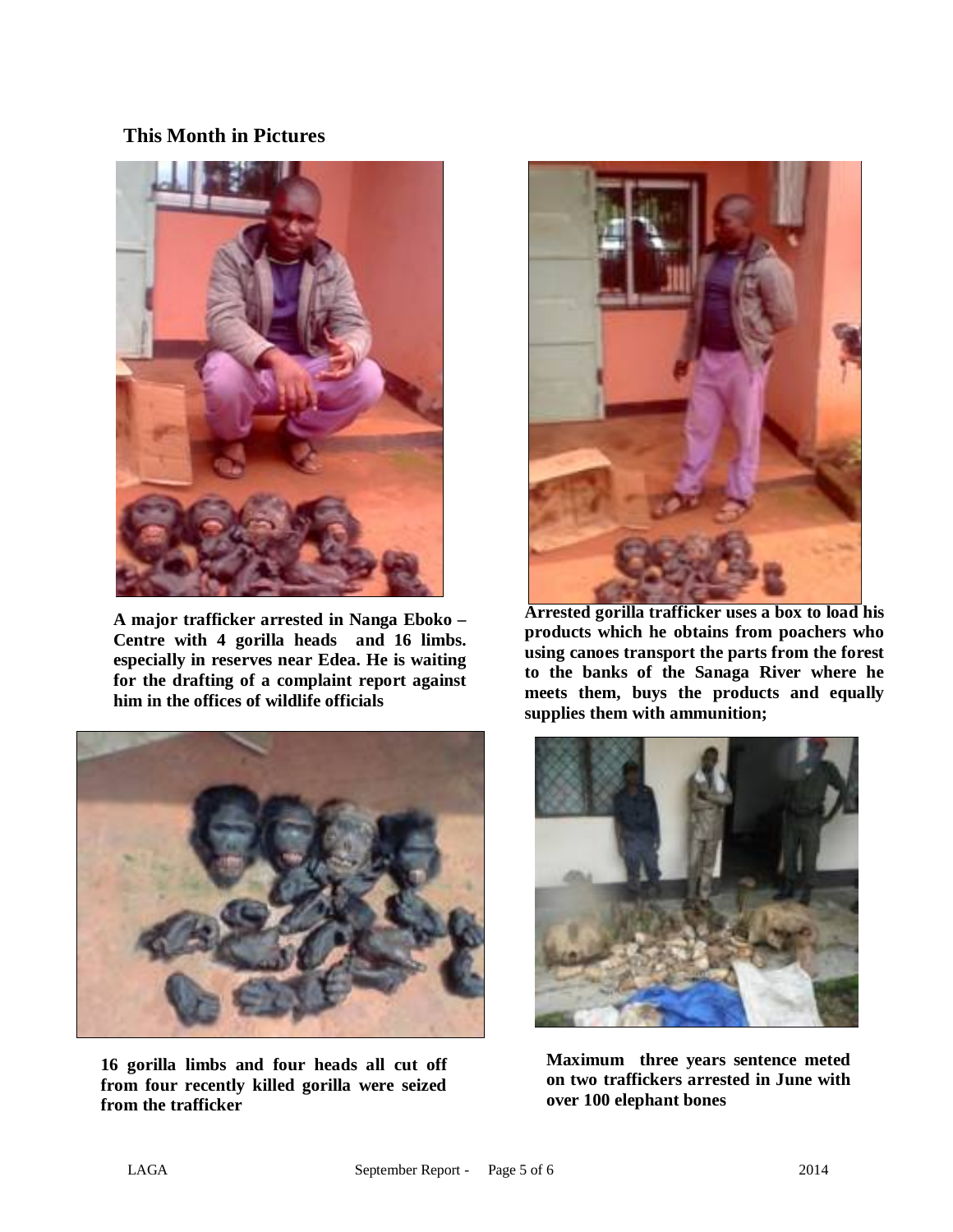## This Month in Pictures

**A major trafficker arrested in Nanga Eboko – Centre with 4 gorilla heads and 16 limbs. especially in reserves near Edea. He is waiting for the drafting of a complaint report against him in the offices of wildlife officials**

**Arrested gorilla trafficker uses a box to load his products which he obtains from poachers who using canoes transport the parts from the forest to the banks of the Sanaga River where he meets them, buys the products and equally supplies them with ammunition;**

**16 gorilla limbs and four heads all cut off from four recently killed gorilla were seized from the trafficker**

**Maximum three years sentence meted on two traffickers arrested in June with over 100 elephant bones**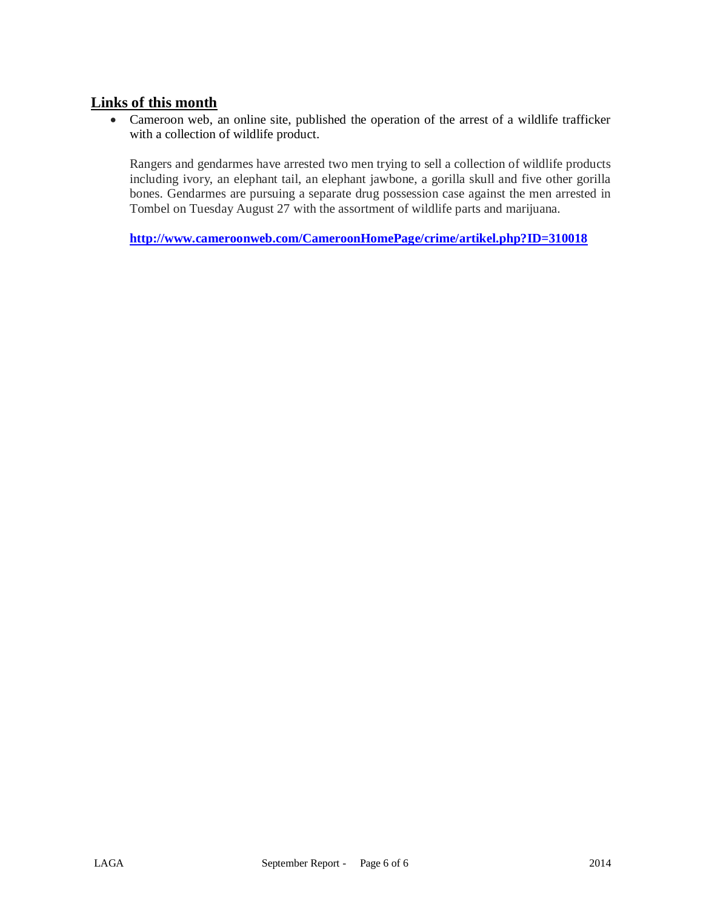## Links of this month

- Cameroon web, an online site, published the operation of the arrest of a wildlife trafficker with a collection of wildlife product.

  Rangers and gendarmes have arrested two men trying to sell a collection of wildlife products including ivory, an elephant tail, an elephant jawbone, a gorilla skull and five other gorilla bones. Gendarmes are pursuing a separate drug possession case against the men arrested in Tombel on Tuesday August 27 with the assortment of wildlife parts and marijuana.

  **http://www.cameroonweb.com/CameroonHomePage/crime/artikel.php?ID=310018**